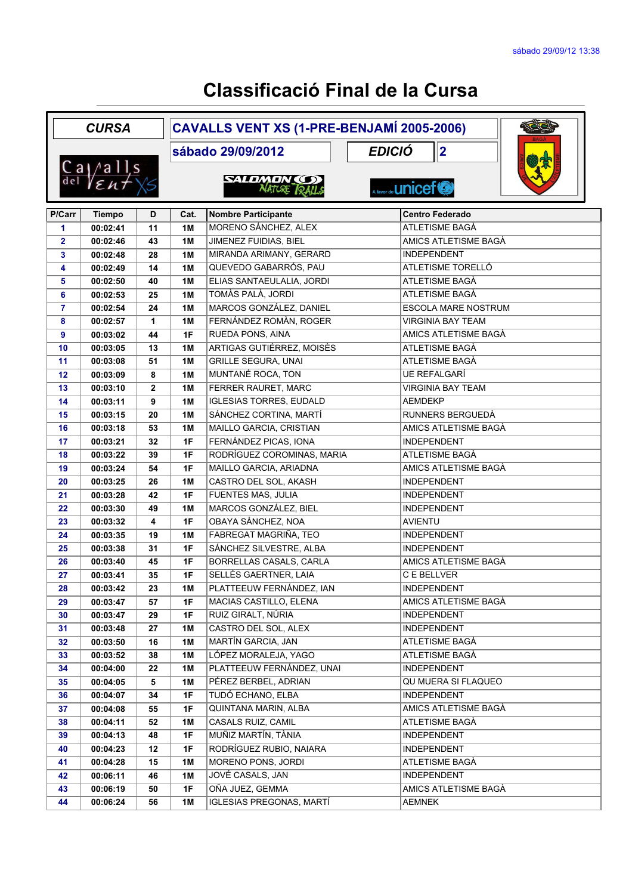sábado 29/09/12 13:38

# Classificació Final de la Cursa

| CURSA | CAVALLS VENT XS (1-PRE-BENJAMÍ 2005-2006) |
| --- | --- |
| | sábado 29/09/2012 |
| EDICIÓ | 2 |

| P/Carr | Tiempo | D | Cat. | Nombre Participante | Centro Federado |
| --- | --- | --- | --- | --- | --- |
| 1 | 00:02:41 | 11 | 1M | MORENO SÁNCHEZ, ALEX | ATLETISME BAGÀ |
| 2 | 00:02:46 | 43 | 1M | JIMENEZ FUIDIAS, BIEL | AMICS ATLETISME BAGÀ |
| 3 | 00:02:48 | 28 | 1M | MIRANDA ARIMANY, GERARD | INDEPENDENT |
| 4 | 00:02:49 | 14 | 1M | QUEVEDO GABARRÓS, PAU | ATLETISME TORELLÓ |
| 5 | 00:02:50 | 40 | 1M | ELIAS SANTAEULALIA, JORDI | ATLETISME BAGÀ |
| 6 | 00:02:53 | 25 | 1M | TOMÀS PALÀ, JORDI | ATLETISME BAGÀ |
| 7 | 00:02:54 | 24 | 1M | MARCOS GONZÁLEZ, DANIEL | ESCOLA MARE NOSTRUM |
| 8 | 00:02:57 | 1 | 1M | FERNÁNDEZ ROMÁN, ROGER | VIRGINIA BAY TEAM |
| 9 | 00:03:02 | 44 | 1F | RUEDA PONS, AINA | AMICS ATLETISME BAGÀ |
| 10 | 00:03:05 | 13 | 1M | ARTIGAS GUTIÉRREZ, MOISÈS | ATLETISME BAGÀ |
| 11 | 00:03:08 | 51 | 1M | GRILLE SEGURA, UNAI | ATLETISME BAGÀ |
| 12 | 00:03:09 | 8 | 1M | MUNTANÉ ROCA, TON | UE REFALGARÍ |
| 13 | 00:03:10 | 2 | 1M | FERRER RAURET, MARC | VIRGINIA BAY TEAM |
| 14 | 00:03:11 | 9 | 1M | IGLESIAS TORRES, EUDALD | AEMDEKP |
| 15 | 00:03:15 | 20 | 1M | SÁNCHEZ CORTINA, MARTÍ | RUNNERS BERGUEDÀ |
| 16 | 00:03:18 | 53 | 1M | MAILLO GARCIA, CRISTIAN | AMICS ATLETISME BAGÀ |
| 17 | 00:03:21 | 32 | 1F | FERNÁNDEZ PICAS, IONA | INDEPENDENT |
| 18 | 00:03:22 | 39 | 1F | RODRÍGUEZ COROMINAS, MARIA | ATLETISME BAGÀ |
| 19 | 00:03:24 | 54 | 1F | MAILLO GARCIA, ARIADNA | AMICS ATLETISME BAGÀ |
| 20 | 00:03:25 | 26 | 1M | CASTRO DEL SOL, AKASH | INDEPENDENT |
| 21 | 00:03:28 | 42 | 1F | FUENTES MAS, JULIA | INDEPENDENT |
| 22 | 00:03:30 | 49 | 1M | MARCOS GONZÁLEZ, BIEL | INDEPENDENT |
| 23 | 00:03:32 | 4 | 1F | OBAYA SÁNCHEZ, NOA | AVIENTU |
| 24 | 00:03:35 | 19 | 1M | FABREGAT MAGRIÑA, TEO | INDEPENDENT |
| 25 | 00:03:38 | 31 | 1F | SÁNCHEZ SILVESTRE, ALBA | INDEPENDENT |
| 26 | 00:03:40 | 45 | 1F | BORRELLAS CASALS, CARLA | AMICS ATLETISME BAGÀ |
| 27 | 00:03:41 | 35 | 1F | SELLÉS GAERTNER, LAIA | C E BELLVER |
| 28 | 00:03:42 | 23 | 1M | PLATTEEUW FERNÁNDEZ, IAN | INDEPENDENT |
| 29 | 00:03:47 | 57 | 1F | MACIAS CASTILLO, ELENA | AMICS ATLETISME BAGÀ |
| 30 | 00:03:47 | 29 | 1F | RUIZ GIRALT, NÚRIA | INDEPENDENT |
| 31 | 00:03:48 | 27 | 1M | CASTRO DEL SOL, ALEX | INDEPENDENT |
| 32 | 00:03:50 | 16 | 1M | MARTÍN GARCIA, JAN | ATLETISME BAGÀ |
| 33 | 00:03:52 | 38 | 1M | LÓPEZ MORALEJA, YAGO | ATLETISME BAGÀ |
| 34 | 00:04:00 | 22 | 1M | PLATTEEUW FERNÁNDEZ, UNAI | INDEPENDENT |
| 35 | 00:04:05 | 5 | 1M | PÉREZ BERBEL, ADRIAN | QU MUERA SI FLAQUEO |
| 36 | 00:04:07 | 34 | 1F | TUDÓ ECHANO, ELBA | INDEPENDENT |
| 37 | 00:04:08 | 55 | 1F | QUINTANA MARIN, ALBA | AMICS ATLETISME BAGÀ |
| 38 | 00:04:11 | 52 | 1M | CASALS RUIZ, CAMIL | ATLETISME BAGÀ |
| 39 | 00:04:13 | 48 | 1F | MUÑIZ MARTÍN, TÀNIA | INDEPENDENT |
| 40 | 00:04:23 | 12 | 1F | RODRÍGUEZ RUBIO, NAIARA | INDEPENDENT |
| 41 | 00:04:28 | 15 | 1M | MORENO PONS, JORDI | ATLETISME BAGÀ |
| 42 | 00:06:11 | 46 | 1M | JOVÉ CASALS, JAN | INDEPENDENT |
| 43 | 00:06:19 | 50 | 1F | OÑA JUEZ, GEMMA | AMICS ATLETISME BAGÀ |
| 44 | 00:06:24 | 56 | 1M | IGLESIAS PREGONAS, MARTÍ | AEMNEK |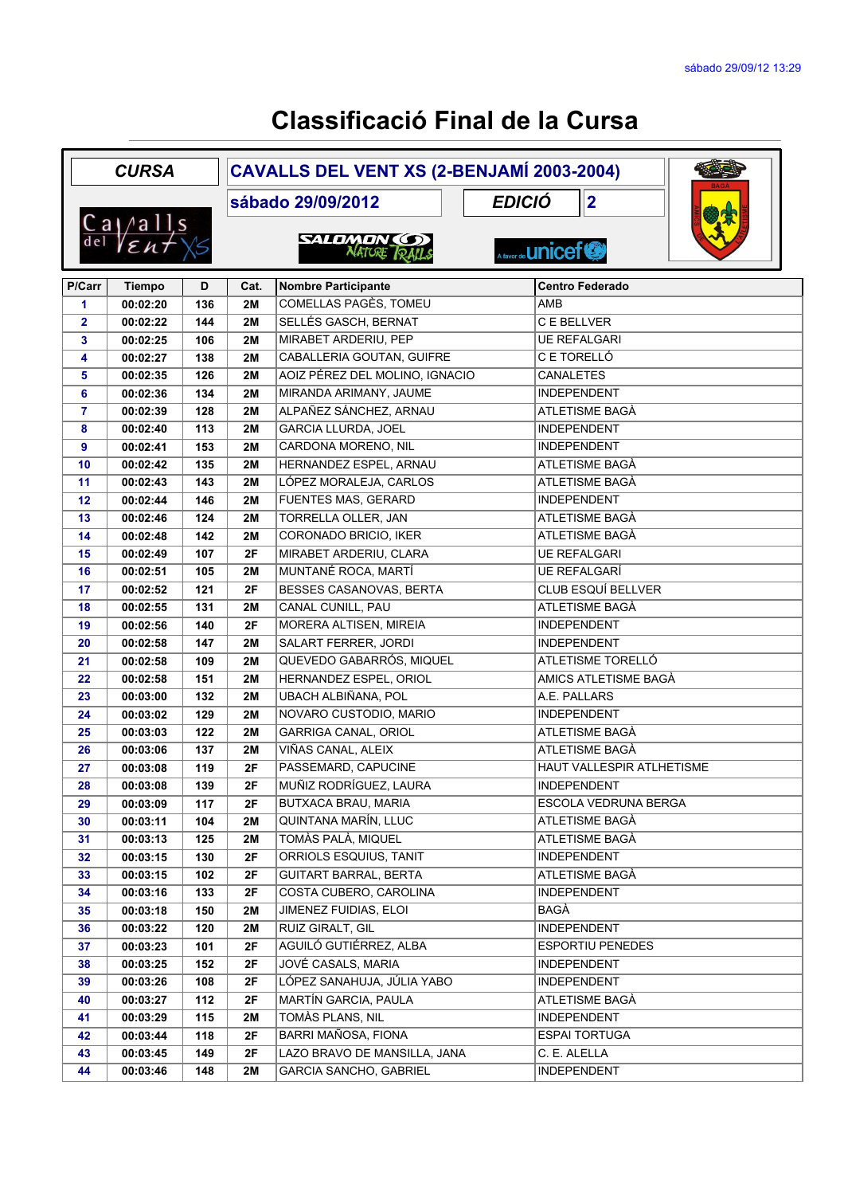# Classificació Final de la Cursa

| CURSA | CAVALLS DEL VENT XS (2-BENJAMÍ 2003-2004) | | |
|---|---|---|---|
| | sábado 29/09/2012 | EDICIÓ | 2 |

| P/Carr | Tiempo | D | Cat. | Nombre Participante | Centro Federado |
|---|---|---|---|---|---|
| 1 | 00:02:20 | 136 | 2M | COMELLAS PAGÈS, TOMEU | AMB |
| 2 | 00:02:22 | 144 | 2M | SELLÉS GASCH, BERNAT | C E BELLVER |
| 3 | 00:02:25 | 106 | 2M | MIRABET ARDERIU, PEP | UE REFALGARI |
| 4 | 00:02:27 | 138 | 2M | CABALLERIA GOUTAN, GUIFRE | C E TORELLÓ |
| 5 | 00:02:35 | 126 | 2M | AOIZ PÉREZ DEL MOLINO, IGNACIO | CANALETES |
| 6 | 00:02:36 | 134 | 2M | MIRANDA ARIMANY, JAUME | INDEPENDENT |
| 7 | 00:02:39 | 128 | 2M | ALPAÑEZ SÁNCHEZ, ARNAU | ATLETISME BAGÀ |
| 8 | 00:02:40 | 113 | 2M | GARCIA LLURDA, JOEL | INDEPENDENT |
| 9 | 00:02:41 | 153 | 2M | CARDONA MORENO, NIL | INDEPENDENT |
| 10 | 00:02:42 | 135 | 2M | HERNANDEZ ESPEL, ARNAU | ATLETISME BAGÀ |
| 11 | 00:02:43 | 143 | 2M | LÓPEZ MORALEJA, CARLOS | ATLETISME BAGÀ |
| 12 | 00:02:44 | 146 | 2M | FUENTES MAS, GERARD | INDEPENDENT |
| 13 | 00:02:46 | 124 | 2M | TORRELLA OLLER, JAN | ATLETISME BAGÀ |
| 14 | 00:02:48 | 142 | 2M | CORONADO BRICIO, IKER | ATLETISME BAGÀ |
| 15 | 00:02:49 | 107 | 2F | MIRABET ARDERIU, CLARA | UE REFALGARI |
| 16 | 00:02:51 | 105 | 2M | MUNTANÉ ROCA, MARTÍ | UE REFALGARÍ |
| 17 | 00:02:52 | 121 | 2F | BESSES CASANOVAS, BERTA | CLUB ESQUÍ BELLVER |
| 18 | 00:02:55 | 131 | 2M | CANAL CUNILL, PAU | ATLETISME BAGÀ |
| 19 | 00:02:56 | 140 | 2F | MORERA ALTISEN, MIREIA | INDEPENDENT |
| 20 | 00:02:58 | 147 | 2M | SALART FERRER, JORDI | INDEPENDENT |
| 21 | 00:02:58 | 109 | 2M | QUEVEDO GABARRÓS, MIQUEL | ATLETISME TORELLÓ |
| 22 | 00:02:58 | 151 | 2M | HERNANDEZ ESPEL, ORIOL | AMICS ATLETISME BAGÀ |
| 23 | 00:03:00 | 132 | 2M | UBACH ALBIÑANA, POL | A.E. PALLARS |
| 24 | 00:03:02 | 129 | 2M | NOVARO CUSTODIO, MARIO | INDEPENDENT |
| 25 | 00:03:03 | 122 | 2M | GARRIGA CANAL, ORIOL | ATLETISME BAGÀ |
| 26 | 00:03:06 | 137 | 2M | VIÑAS CANAL, ALEIX | ATLETISME BAGÀ |
| 27 | 00:03:08 | 119 | 2F | PASSEMARD, CAPUCINE | HAUT VALLESPIR ATLHETISME |
| 28 | 00:03:08 | 139 | 2F | MUÑIZ RODRÍGUEZ, LAURA | INDEPENDENT |
| 29 | 00:03:09 | 117 | 2F | BUTXACA BRAU, MARIA | ESCOLA VEDRUNA BERGA |
| 30 | 00:03:11 | 104 | 2M | QUINTANA MARÍN, LLUC | ATLETISME BAGÀ |
| 31 | 00:03:13 | 125 | 2M | TOMÀS PALÀ, MIQUEL | ATLETISME BAGÀ |
| 32 | 00:03:15 | 130 | 2F | ORRIOLS ESQUIUS, TANIT | INDEPENDENT |
| 33 | 00:03:15 | 102 | 2F | GUITART BARRAL, BERTA | ATLETISME BAGÀ |
| 34 | 00:03:16 | 133 | 2F | COSTA CUBERO, CAROLINA | INDEPENDENT |
| 35 | 00:03:18 | 150 | 2M | JIMENEZ FUIDIAS, ELOI | BAGÀ |
| 36 | 00:03:22 | 120 | 2M | RUIZ GIRALT, GIL | INDEPENDENT |
| 37 | 00:03:23 | 101 | 2F | AGUILÓ GUTIÉRREZ, ALBA | ESPORTIU PENEDES |
| 38 | 00:03:25 | 152 | 2F | JOVÉ CASALS, MARIA | INDEPENDENT |
| 39 | 00:03:26 | 108 | 2F | LÓPEZ SANAHUJA, JÚLIA YABO | INDEPENDENT |
| 40 | 00:03:27 | 112 | 2F | MARTÍN GARCIA, PAULA | ATLETISME BAGÀ |
| 41 | 00:03:29 | 115 | 2M | TOMÀS PLANS, NIL | INDEPENDENT |
| 42 | 00:03:44 | 118 | 2F | BARRI MAÑOSA, FIONA | ESPAI TORTUGA |
| 43 | 00:03:45 | 149 | 2F | LAZO BRAVO DE MANSILLA, JANA | C. E. ALELLA |
| 44 | 00:03:46 | 148 | 2M | GARCIA SANCHO, GABRIEL | INDEPENDENT |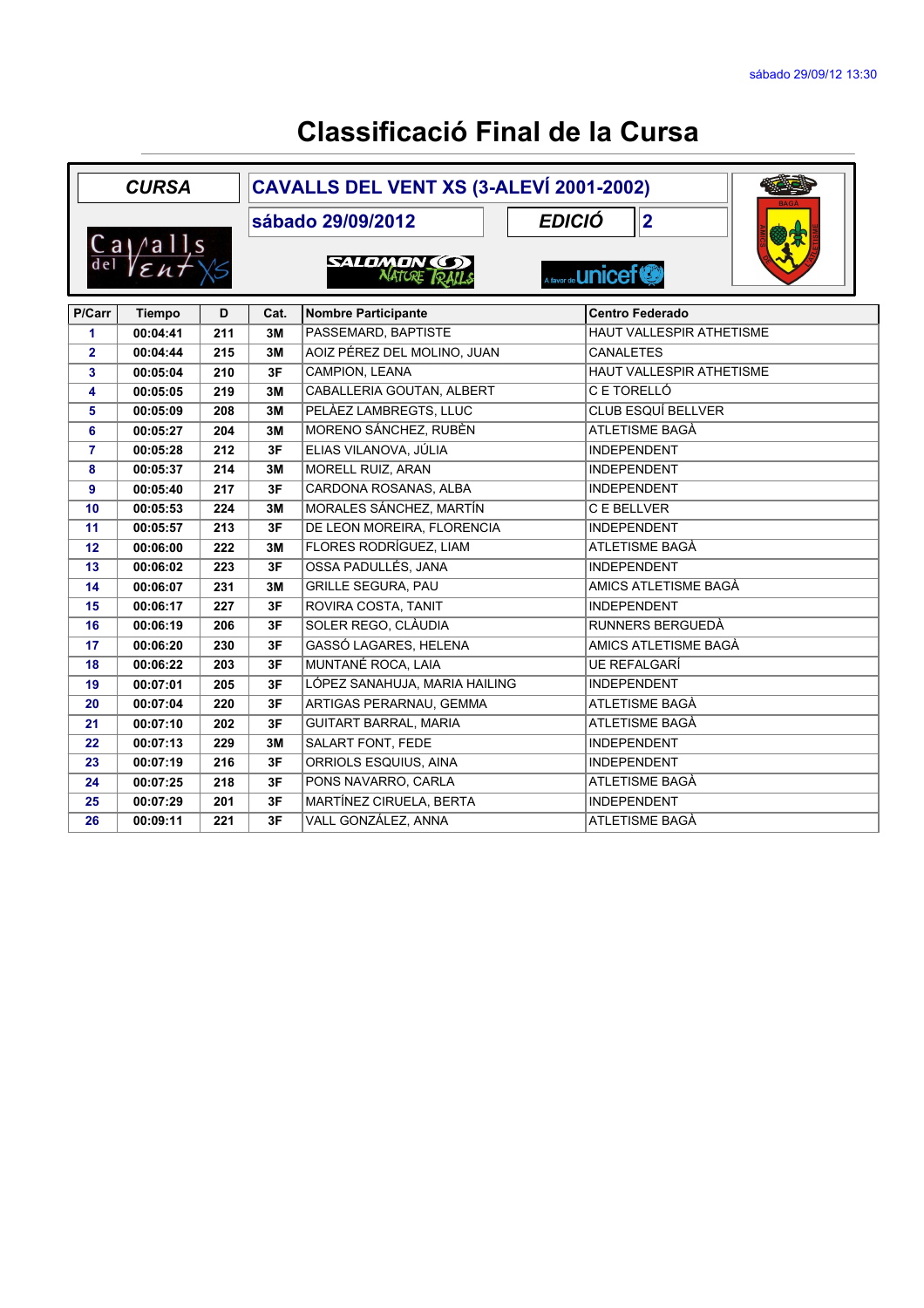# Classificació Final de la Cursa

| CURSA | CAVALLS DEL VENT XS (3-ALEVÍ 2001-2002) | | |
|---|---|---|---|
| | sábado 29/09/2012 | EDICIÓ | 2 |

| P/Carr | Tiempo | D | Cat. | Nombre Participante | Centro Federado |
|---|---|---|---|---|---|
| 1 | 00:04:41 | 211 | 3M | PASSEMARD, BAPTISTE | HAUT VALLESPIR ATHETISME |
| 2 | 00:04:44 | 215 | 3M | AOIZ PÉREZ DEL MOLINO, JUAN | CANALETES |
| 3 | 00:05:04 | 210 | 3F | CAMPION, LEANA | HAUT VALLESPIR ATHETISME |
| 4 | 00:05:05 | 219 | 3M | CABALLERIA GOUTAN, ALBERT | C E TORELLÓ |
| 5 | 00:05:09 | 208 | 3M | PELÀEZ LAMBREGTS, LLUC | CLUB ESQUÍ BELLVER |
| 6 | 00:05:27 | 204 | 3M | MORENO SÁNCHEZ, RUBÈN | ATLETISME BAGÀ |
| 7 | 00:05:28 | 212 | 3F | ELIAS VILANOVA, JÚLIA | INDEPENDENT |
| 8 | 00:05:37 | 214 | 3M | MORELL RUIZ, ARAN | INDEPENDENT |
| 9 | 00:05:40 | 217 | 3F | CARDONA ROSANAS, ALBA | INDEPENDENT |
| 10 | 00:05:53 | 224 | 3M | MORALES SÁNCHEZ, MARTÍN | C E BELLVER |
| 11 | 00:05:57 | 213 | 3F | DE LEON MOREIRA, FLORENCIA | INDEPENDENT |
| 12 | 00:06:00 | 222 | 3M | FLORES RODRÍGUEZ, LIAM | ATLETISME BAGÀ |
| 13 | 00:06:02 | 223 | 3F | OSSA PADULLÉS, JANA | INDEPENDENT |
| 14 | 00:06:07 | 231 | 3M | GRILLE SEGURA, PAU | AMICS ATLETISME BAGÀ |
| 15 | 00:06:17 | 227 | 3F | ROVIRA COSTA, TANIT | INDEPENDENT |
| 16 | 00:06:19 | 206 | 3F | SOLER REGO, CLÀUDIA | RUNNERS BERGUEDÀ |
| 17 | 00:06:20 | 230 | 3F | GASSÓ LAGARES, HELENA | AMICS ATLETISME BAGÀ |
| 18 | 00:06:22 | 203 | 3F | MUNTANÉ ROCA, LAIA | UE REFALGARÍ |
| 19 | 00:07:01 | 205 | 3F | LÓPEZ SANAHUJA, MARIA HAILING | INDEPENDENT |
| 20 | 00:07:04 | 220 | 3F | ARTIGAS PERARNAU, GEMMA | ATLETISME BAGÀ |
| 21 | 00:07:10 | 202 | 3F | GUITART BARRAL, MARIA | ATLETISME BAGÀ |
| 22 | 00:07:13 | 229 | 3M | SALART FONT, FEDE | INDEPENDENT |
| 23 | 00:07:19 | 216 | 3F | ORRIOLS ESQUIUS, AINA | INDEPENDENT |
| 24 | 00:07:25 | 218 | 3F | PONS NAVARRO, CARLA | ATLETISME BAGÀ |
| 25 | 00:07:29 | 201 | 3F | MARTÍNEZ CIRUELA, BERTA | INDEPENDENT |
| 26 | 00:09:11 | 221 | 3F | VALL GONZÁLEZ, ANNA | ATLETISME BAGÀ |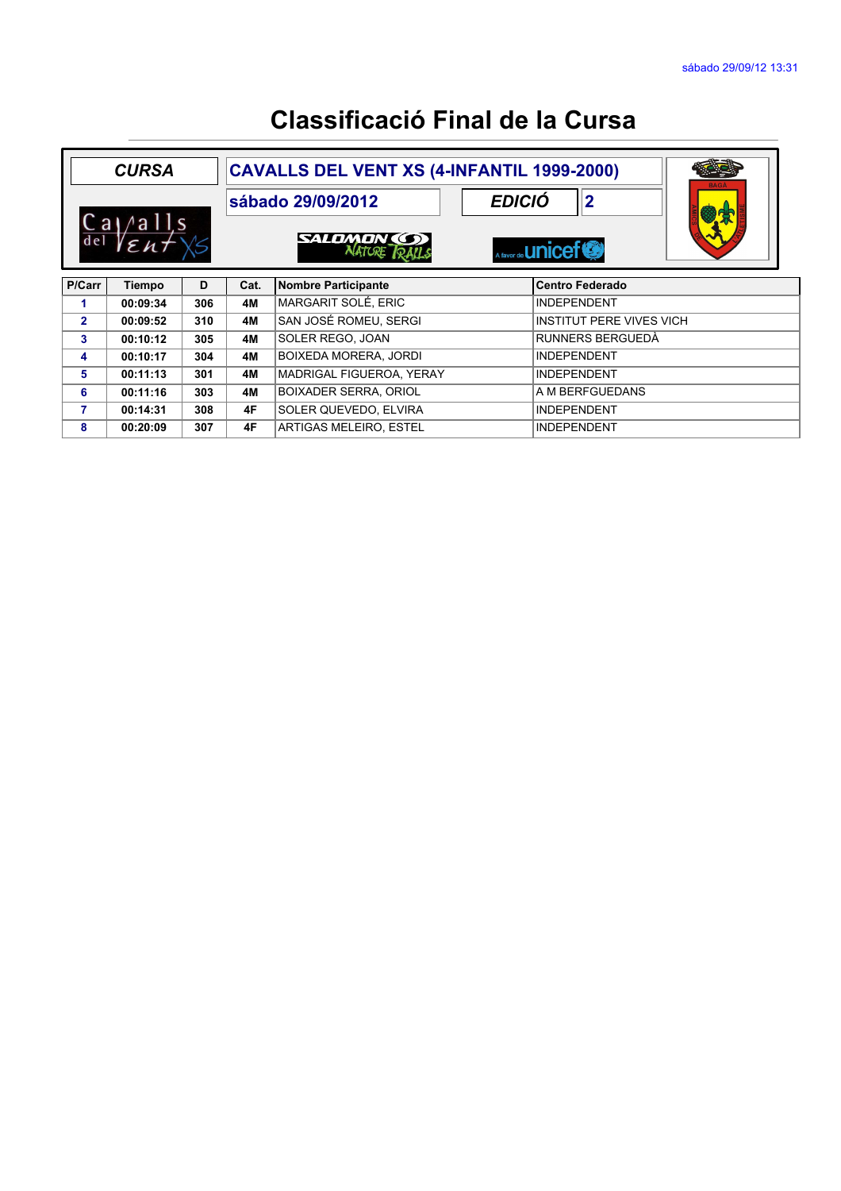sábado 29/09/12 13:31

# Classificació Final de la Cursa

| CURSA | CAVALLS DEL VENT XS (4-INFANTIL 1999-2000) | | |
|---|---|---|---|
| | sábado 29/09/2012 | EDICIÓ | 2 |

| P/Carr | Tiempo | D | Cat. | Nombre Participante | Centro Federado |
|---|---|---|---|---|---|
| 1 | 00:09:34 | 306 | 4M | MARGARIT SOLÉ, ERIC | INDEPENDENT |
| 2 | 00:09:52 | 310 | 4M | SAN JOSÉ ROMEU, SERGI | INSTITUT PERE VIVES VICH |
| 3 | 00:10:12 | 305 | 4M | SOLER REGO, JOAN | RUNNERS BERGUEDÀ |
| 4 | 00:10:17 | 304 | 4M | BOIXEDA MORERA, JORDI | INDEPENDENT |
| 5 | 00:11:13 | 301 | 4M | MADRIGAL FIGUEROA, YERAY | INDEPENDENT |
| 6 | 00:11:16 | 303 | 4M | BOIXADER SERRA, ORIOL | A M BERFGUEDANS |
| 7 | 00:14:31 | 308 | 4F | SOLER QUEVEDO, ELVIRA | INDEPENDENT |
| 8 | 00:20:09 | 307 | 4F | ARTIGAS MELEIRO, ESTEL | INDEPENDENT |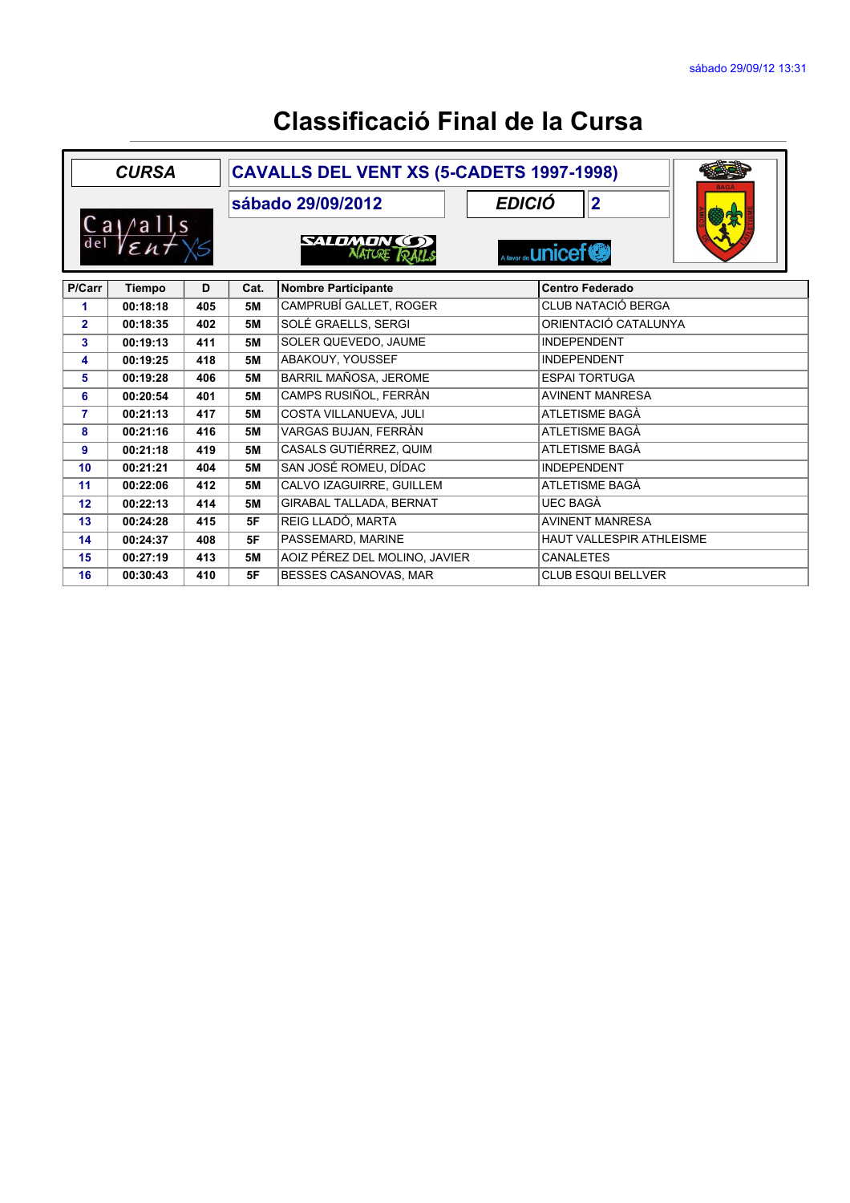# Classificació Final de la Cursa

| CURSA | CAVALLS DEL VENT XS (5-CADETS 1997-1998) | | |
|---|---|---|---|
| | sábado 29/09/2012 | EDICIÓ | 2 |

Salomon Nature Trails · A favor de unicef

| P/Carr | Tiempo | D | Cat. | Nombre Participante | Centro Federado |
|---|---|---|---|---|---|
| 1 | 00:18:18 | 405 | 5M | CAMPRUBÍ GALLET, ROGER | CLUB NATACIÓ BERGA |
| 2 | 00:18:35 | 402 | 5M | SOLÉ GRAELLS, SERGI | ORIENTACIÓ CATALUNYA |
| 3 | 00:19:13 | 411 | 5M | SOLER QUEVEDO, JAUME | INDEPENDENT |
| 4 | 00:19:25 | 418 | 5M | ABAKOUY, YOUSSEF | INDEPENDENT |
| 5 | 00:19:28 | 406 | 5M | BARRIL MAÑOSA, JEROME | ESPAI TORTUGA |
| 6 | 00:20:54 | 401 | 5M | CAMPS RUSIÑOL, FERRÀN | AVINENT MANRESA |
| 7 | 00:21:13 | 417 | 5M | COSTA VILLANUEVA, JULI | ATLETISME BAGÀ |
| 8 | 00:21:16 | 416 | 5M | VARGAS BUJAN, FERRÀN | ATLETISME BAGÀ |
| 9 | 00:21:18 | 419 | 5M | CASALS GUTIÉRREZ, QUIM | ATLETISME BAGÀ |
| 10 | 00:21:21 | 404 | 5M | SAN JOSÉ ROMEU, DÍDAC | INDEPENDENT |
| 11 | 00:22:06 | 412 | 5M | CALVO IZAGUIRRE, GUILLEM | ATLETISME BAGÀ |
| 12 | 00:22:13 | 414 | 5M | GIRABAL TALLADA, BERNAT | UEC BAGÀ |
| 13 | 00:24:28 | 415 | 5F | REIG LLADÓ, MARTA | AVINENT MANRESA |
| 14 | 00:24:37 | 408 | 5F | PASSEMARD, MARINE | HAUT VALLESPIR ATHLEISME |
| 15 | 00:27:19 | 413 | 5M | AOIZ PÉREZ DEL MOLINO, JAVIER | CANALETES |
| 16 | 00:30:43 | 410 | 5F | BESSES CASANOVAS, MAR | CLUB ESQUI BELLVER |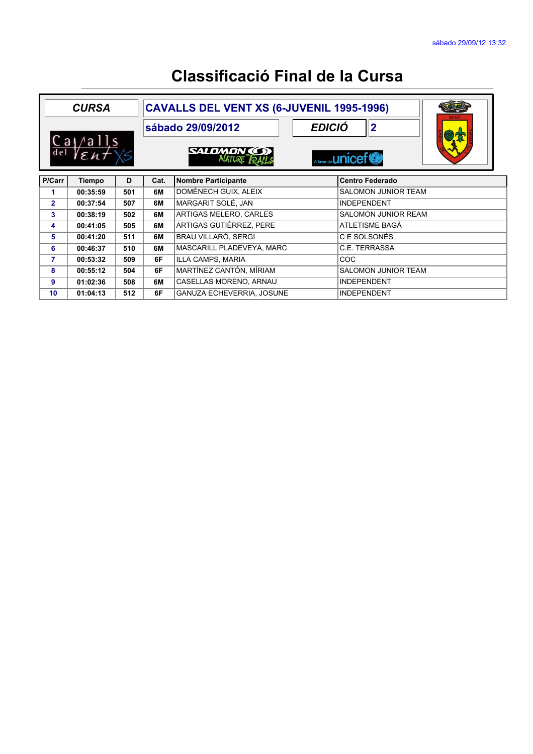sábado 29/09/12 13:32

# Classificació Final de la Cursa

| CURSA | CAVALLS DEL VENT XS (6-JUVENIL 1995-1996) |
|---|---|
| | sábado 29/09/2012 — EDICIÓ 2 |

| P/Carr | Tiempo | D | Cat. | Nombre Participante | Centro Federado |
|---|---|---|---|---|---|
| 1 | 00:35:59 | 501 | 6M | DOMÈNECH GUIX, ALEIX | SALOMON JUNIOR TEAM |
| 2 | 00:37:54 | 507 | 6M | MARGARIT SOLÉ, JAN | INDEPENDENT |
| 3 | 00:38:19 | 502 | 6M | ARTIGAS MELERO, CARLES | SALOMON JUNIOR REAM |
| 4 | 00:41:05 | 505 | 6M | ARTIGAS GUTIÉRREZ, PERE | ATLETISME BAGÀ |
| 5 | 00:41:20 | 511 | 6M | BRAU VILLARÓ, SERGI | C E SOLSONÈS |
| 6 | 00:46:37 | 510 | 6M | MASCARILL PLADEVEYA, MARC | C.E. TERRASSA |
| 7 | 00:53:32 | 509 | 6F | ILLA CAMPS, MARIA | COC |
| 8 | 00:55:12 | 504 | 6F | MARTÍNEZ CANTÓN, MÍRIAM | SALOMON JUNIOR TEAM |
| 9 | 01:02:36 | 508 | 6M | CASELLAS MORENO, ARNAU | INDEPENDENT |
| 10 | 01:04:13 | 512 | 6F | GANUZA ECHEVERRIA, JOSUNE | INDEPENDENT |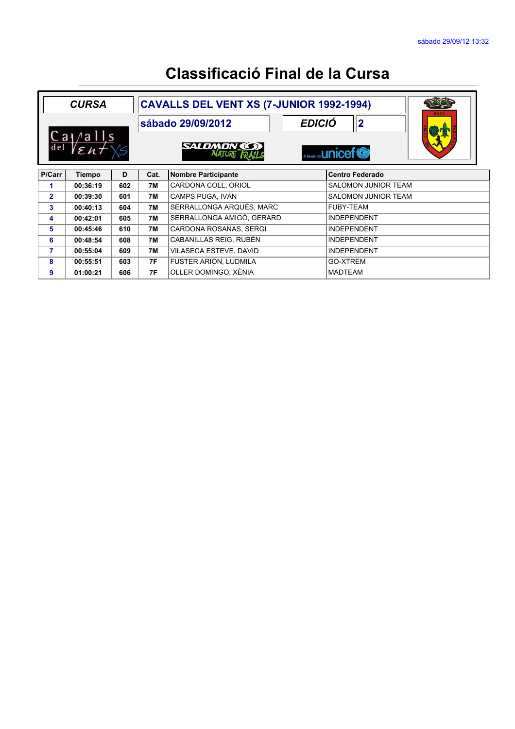sábado 29/09/12 13:32

# Classificació Final de la Cursa

| | | | |
|---|---|---|---|
| **CURSA** | **CAVALLS DEL VENT XS (7-JUNIOR 1992-1994)** | | |
| | **sábado 29/09/2012** | **EDICIÓ** | **2** |

| P/Carr | Tiempo | D | Cat. | Nombre Participante | Centro Federado |
|---|---|---|---|---|---|
| 1 | 00:36:19 | 602 | 7M | CARDONA COLL, ORIOL | SALOMON JUNIOR TEAM |
| 2 | 00:39:30 | 601 | 7M | CAMPS PUGA, IVAN | SALOMON JUNIOR TEAM |
| 3 | 00:40:13 | 604 | 7M | SERRALLONGA ARQUÉS, MARC | FUBY-TEAM |
| 4 | 00:42:01 | 605 | 7M | SERRALLONGA AMIGÓ, GERARD | INDEPENDENT |
| 5 | 00:45:46 | 610 | 7M | CARDONA ROSANAS, SERGI | INDEPENDENT |
| 6 | 00:48:54 | 608 | 7M | CABANILLAS REIG, RUBÉN | INDEPENDENT |
| 7 | 00:55:04 | 609 | 7M | VILASECA ESTEVE, DAVID | INDEPENDENT |
| 8 | 00:55:51 | 603 | 7F | FUSTER ARION, LUDMILA | GO-XTREM |
| 9 | 01:00:21 | 606 | 7F | OLLER DOMINGO, XÈNIA | MADTEAM |